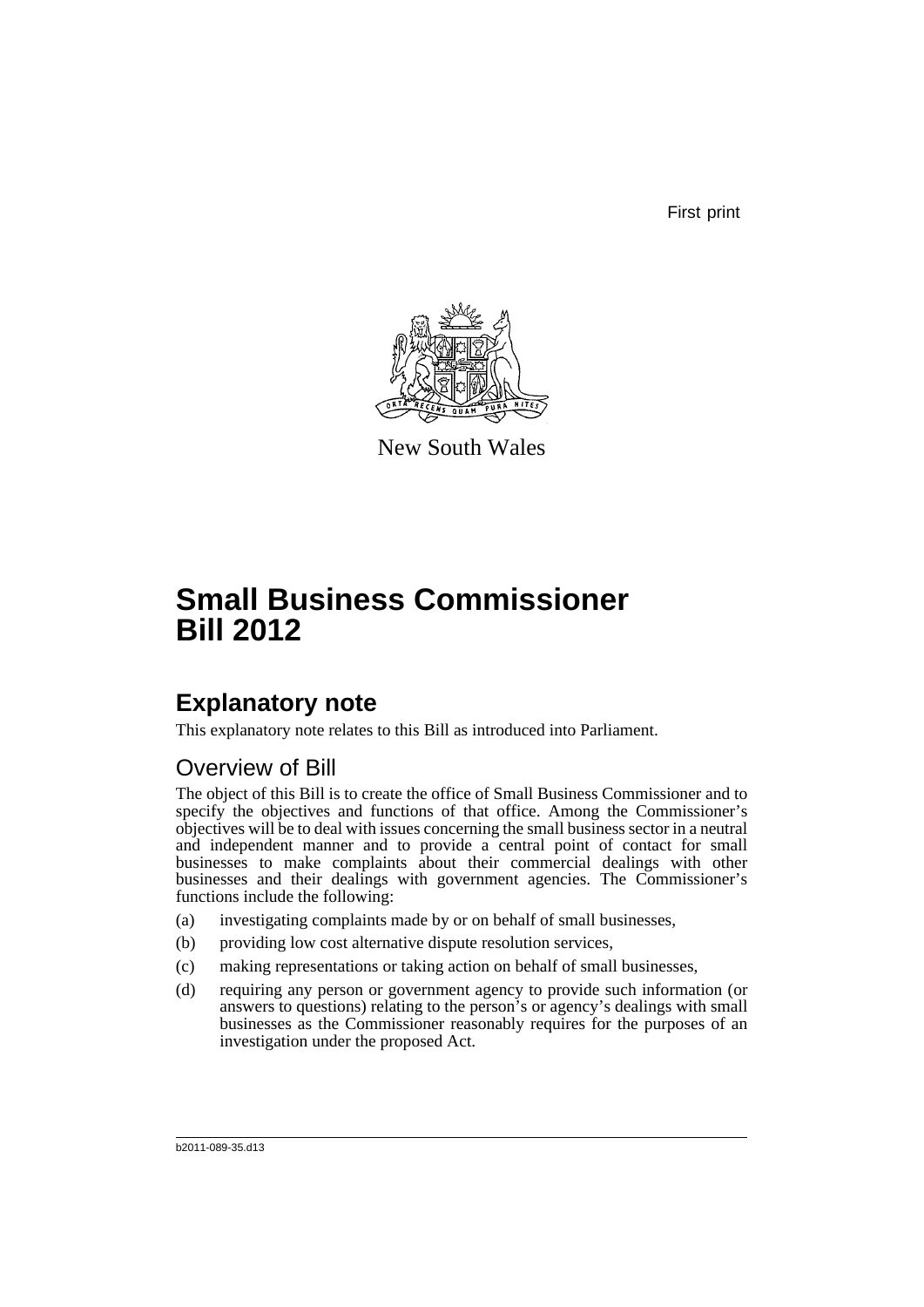First print

New South Wales

# Small Business Commissioner Bill 2012

## Explanatory note

This explanatory note relates to this Bill as introduced into Parliament.

### Overview of Bill

The object of this Bill is to create the office of Small Business Commissioner and to specify the objectives and functions of that office. Among the Commissioner's objectives will be to deal with issues concerning the small business sector in a neutral and independent manner and to provide a central point of contact for small businesses to make complaints about their commercial dealings with other businesses and their dealings with government agencies. The Commissioner's functions include the following:

(a) investigating complaints made by or on behalf of small businesses,

(b) providing low cost alternative dispute resolution services,

(c) making representations or taking action on behalf of small businesses,

(d) requiring any person or government agency to provide such information (or answers to questions) relating to the person's or agency's dealings with small businesses as the Commissioner reasonably requires for the purposes of an investigation under the proposed Act.

b2011-089-35.d13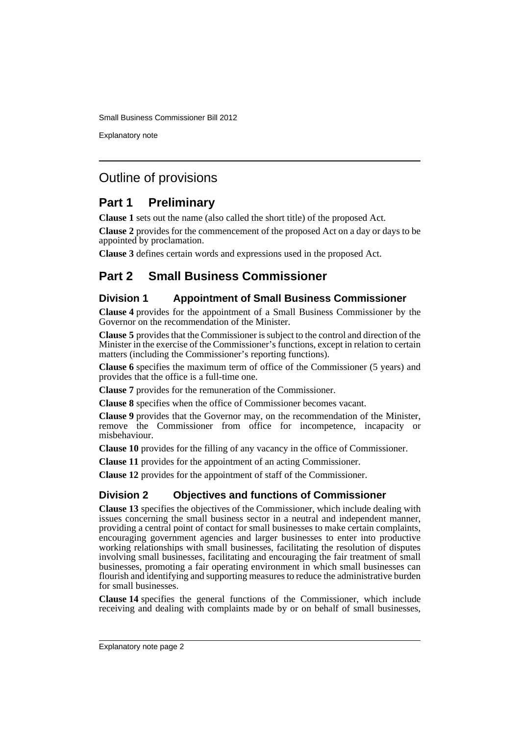# Outline of provisions

## Part 1 Preliminary

**Clause 1** sets out the name (also called the short title) of the proposed Act.

**Clause 2** provides for the commencement of the proposed Act on a day or days to be appointed by proclamation.

**Clause 3** defines certain words and expressions used in the proposed Act.

## Part 2 Small Business Commissioner

### Division 1 Appointment of Small Business Commissioner

**Clause 4** provides for the appointment of a Small Business Commissioner by the Governor on the recommendation of the Minister.

**Clause 5** provides that the Commissioner is subject to the control and direction of the Minister in the exercise of the Commissioner's functions, except in relation to certain matters (including the Commissioner's reporting functions).

**Clause 6** specifies the maximum term of office of the Commissioner (5 years) and provides that the office is a full-time one.

**Clause 7** provides for the remuneration of the Commissioner.

**Clause 8** specifies when the office of Commissioner becomes vacant.

**Clause 9** provides that the Governor may, on the recommendation of the Minister, remove the Commissioner from office for incompetence, incapacity or misbehaviour.

**Clause 10** provides for the filling of any vacancy in the office of Commissioner.

**Clause 11** provides for the appointment of an acting Commissioner.

**Clause 12** provides for the appointment of staff of the Commissioner.

### Division 2 Objectives and functions of Commissioner

**Clause 13** specifies the objectives of the Commissioner, which include dealing with issues concerning the small business sector in a neutral and independent manner, providing a central point of contact for small businesses to make certain complaints, encouraging government agencies and larger businesses to enter into productive working relationships with small businesses, facilitating the resolution of disputes involving small businesses, facilitating and encouraging the fair treatment of small businesses, promoting a fair operating environment in which small businesses can flourish and identifying and supporting measures to reduce the administrative burden for small businesses.

**Clause 14** specifies the general functions of the Commissioner, which include receiving and dealing with complaints made by or on behalf of small businesses,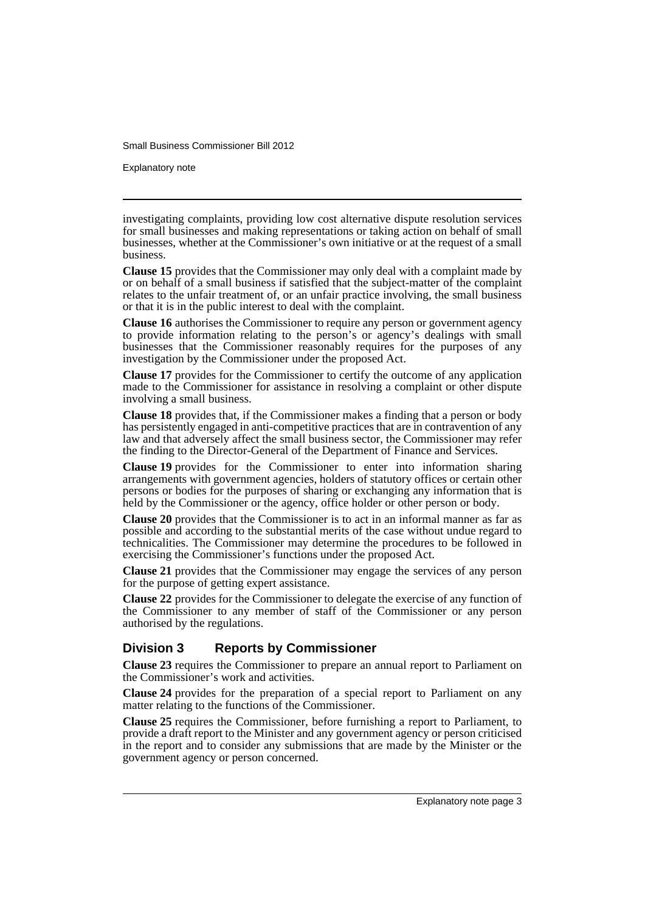investigating complaints, providing low cost alternative dispute resolution services for small businesses and making representations or taking action on behalf of small businesses, whether at the Commissioner's own initiative or at the request of a small business.

**Clause 15** provides that the Commissioner may only deal with a complaint made by or on behalf of a small business if satisfied that the subject-matter of the complaint relates to the unfair treatment of, or an unfair practice involving, the small business or that it is in the public interest to deal with the complaint.

**Clause 16** authorises the Commissioner to require any person or government agency to provide information relating to the person's or agency's dealings with small businesses that the Commissioner reasonably requires for the purposes of any investigation by the Commissioner under the proposed Act.

**Clause 17** provides for the Commissioner to certify the outcome of any application made to the Commissioner for assistance in resolving a complaint or other dispute involving a small business.

**Clause 18** provides that, if the Commissioner makes a finding that a person or body has persistently engaged in anti-competitive practices that are in contravention of any law and that adversely affect the small business sector, the Commissioner may refer the finding to the Director-General of the Department of Finance and Services.

**Clause 19** provides for the Commissioner to enter into information sharing arrangements with government agencies, holders of statutory offices or certain other persons or bodies for the purposes of sharing or exchanging any information that is held by the Commissioner or the agency, office holder or other person or body.

**Clause 20** provides that the Commissioner is to act in an informal manner as far as possible and according to the substantial merits of the case without undue regard to technicalities. The Commissioner may determine the procedures to be followed in exercising the Commissioner's functions under the proposed Act.

**Clause 21** provides that the Commissioner may engage the services of any person for the purpose of getting expert assistance.

**Clause 22** provides for the Commissioner to delegate the exercise of any function of the Commissioner to any member of staff of the Commissioner or any person authorised by the regulations.

## Division 3 Reports by Commissioner

**Clause 23** requires the Commissioner to prepare an annual report to Parliament on the Commissioner's work and activities.

**Clause 24** provides for the preparation of a special report to Parliament on any matter relating to the functions of the Commissioner.

**Clause 25** requires the Commissioner, before furnishing a report to Parliament, to provide a draft report to the Minister and any government agency or person criticised in the report and to consider any submissions that are made by the Minister or the government agency or person concerned.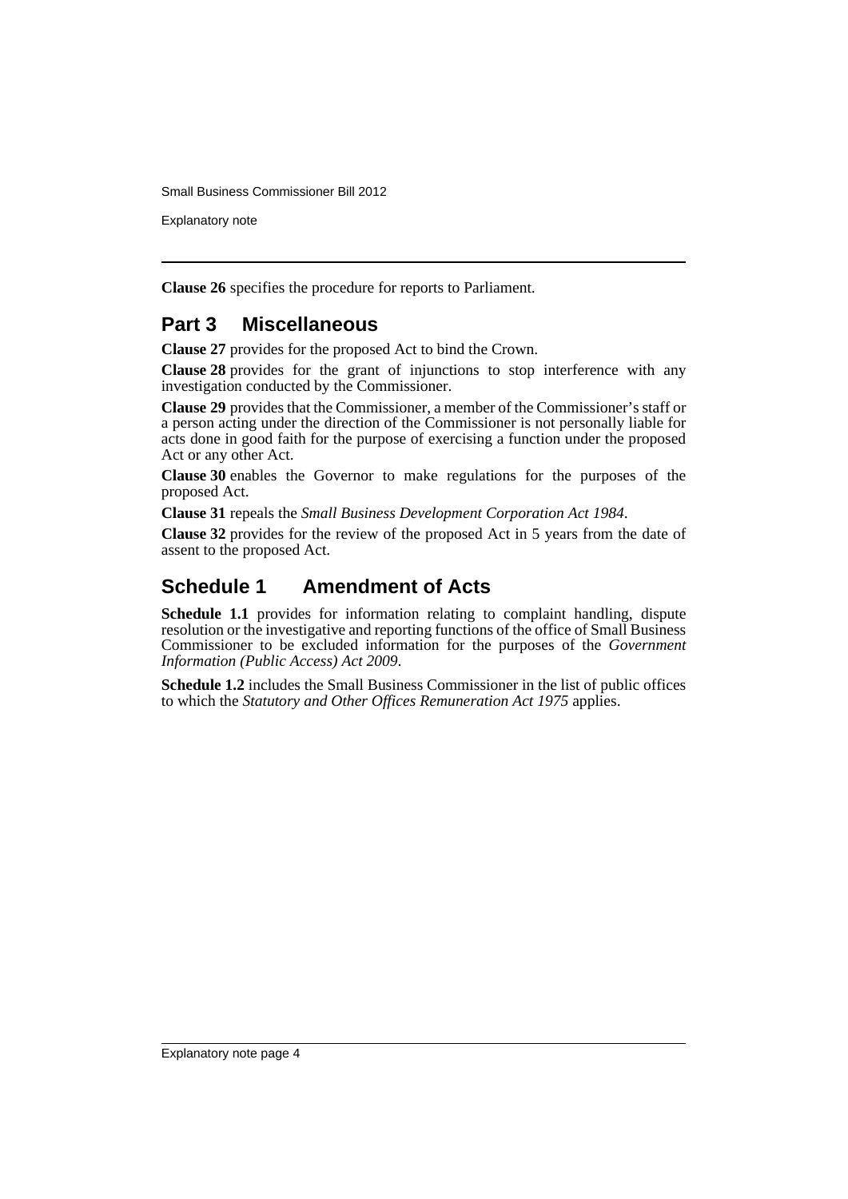**Clause 26** specifies the procedure for reports to Parliament.

## Part 3 Miscellaneous

**Clause 27** provides for the proposed Act to bind the Crown.

**Clause 28** provides for the grant of injunctions to stop interference with any investigation conducted by the Commissioner.

**Clause 29** provides that the Commissioner, a member of the Commissioner's staff or a person acting under the direction of the Commissioner is not personally liable for acts done in good faith for the purpose of exercising a function under the proposed Act or any other Act.

**Clause 30** enables the Governor to make regulations for the purposes of the proposed Act.

**Clause 31** repeals the *Small Business Development Corporation Act 1984*.

**Clause 32** provides for the review of the proposed Act in 5 years from the date of assent to the proposed Act.

## Schedule 1 Amendment of Acts

**Schedule 1.1** provides for information relating to complaint handling, dispute resolution or the investigative and reporting functions of the office of Small Business Commissioner to be excluded information for the purposes of the *Government Information (Public Access) Act 2009*.

**Schedule 1.2** includes the Small Business Commissioner in the list of public offices to which the *Statutory and Other Offices Remuneration Act 1975* applies.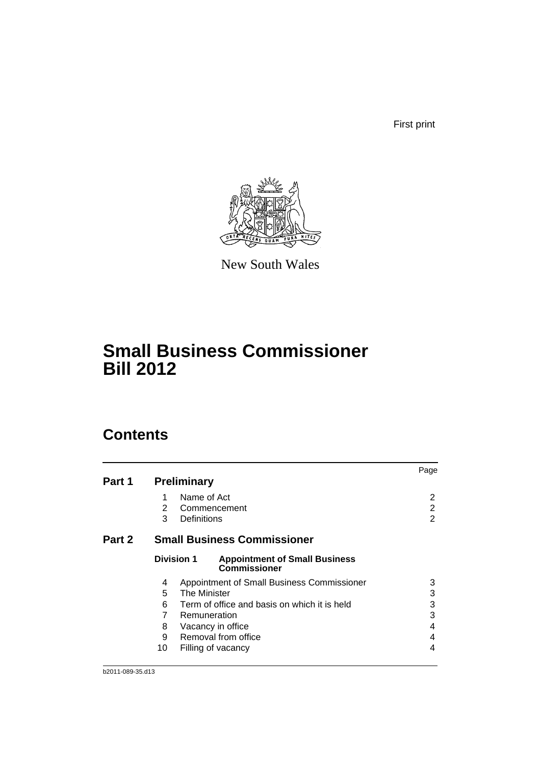First print

New South Wales

# Small Business Commissioner Bill 2012

## Contents

| | | Page |
|---|---|---|
| **Part 1** | **Preliminary** | |
| | 1 Name of Act | 2 |
| | 2 Commencement | 2 |
| | 3 Definitions | 2 |
| **Part 2** | **Small Business Commissioner** | |
| | **Division 1 Appointment of Small Business Commissioner** | |
| | 4 Appointment of Small Business Commissioner | 3 |
| | 5 The Minister | 3 |
| | 6 Term of office and basis on which it is held | 3 |
| | 7 Remuneration | 3 |
| | 8 Vacancy in office | 4 |
| | 9 Removal from office | 4 |
| | 10 Filling of vacancy | 4 |

b2011-089-35.d13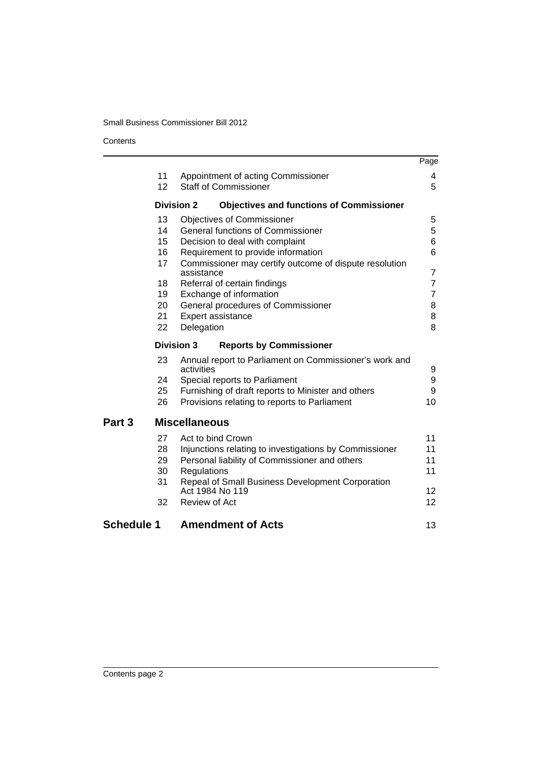| | | Page |
|---|---|---|
| 11 | Appointment of acting Commissioner | 4 |
| 12 | Staff of Commissioner | 5 |
| **Division 2** | **Objectives and functions of Commissioner** | |
| 13 | Objectives of Commissioner | 5 |
| 14 | General functions of Commissioner | 5 |
| 15 | Decision to deal with complaint | 6 |
| 16 | Requirement to provide information | 6 |
| 17 | Commissioner may certify outcome of dispute resolution assistance | 7 |
| 18 | Referral of certain findings | 7 |
| 19 | Exchange of information | 7 |
| 20 | General procedures of Commissioner | 8 |
| 21 | Expert assistance | 8 |
| 22 | Delegation | 8 |
| **Division 3** | **Reports by Commissioner** | |
| 23 | Annual report to Parliament on Commissioner's work and activities | 9 |
| 24 | Special reports to Parliament | 9 |
| 25 | Furnishing of draft reports to Minister and others | 9 |
| 26 | Provisions relating to reports to Parliament | 10 |
| **Part 3** | **Miscellaneous** | |
| 27 | Act to bind Crown | 11 |
| 28 | Injunctions relating to investigations by Commissioner | 11 |
| 29 | Personal liability of Commissioner and others | 11 |
| 30 | Regulations | 11 |
| 31 | Repeal of Small Business Development Corporation Act 1984 No 119 | 12 |
| 32 | Review of Act | 12 |
| **Schedule 1** | **Amendment of Acts** | 13 |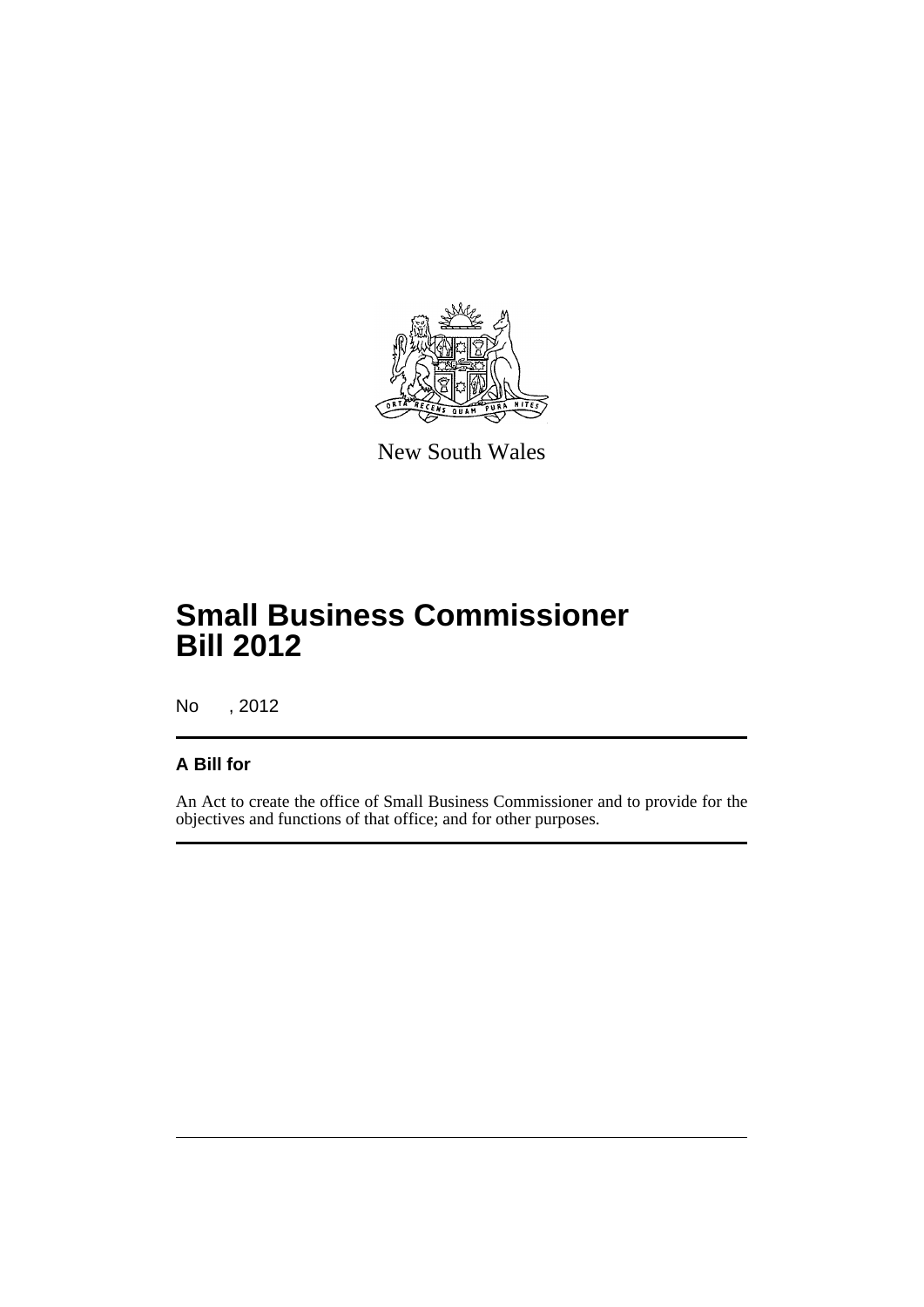New South Wales

# Small Business Commissioner Bill 2012

No , 2012

## A Bill for

An Act to create the office of Small Business Commissioner and to provide for the objectives and functions of that office; and for other purposes.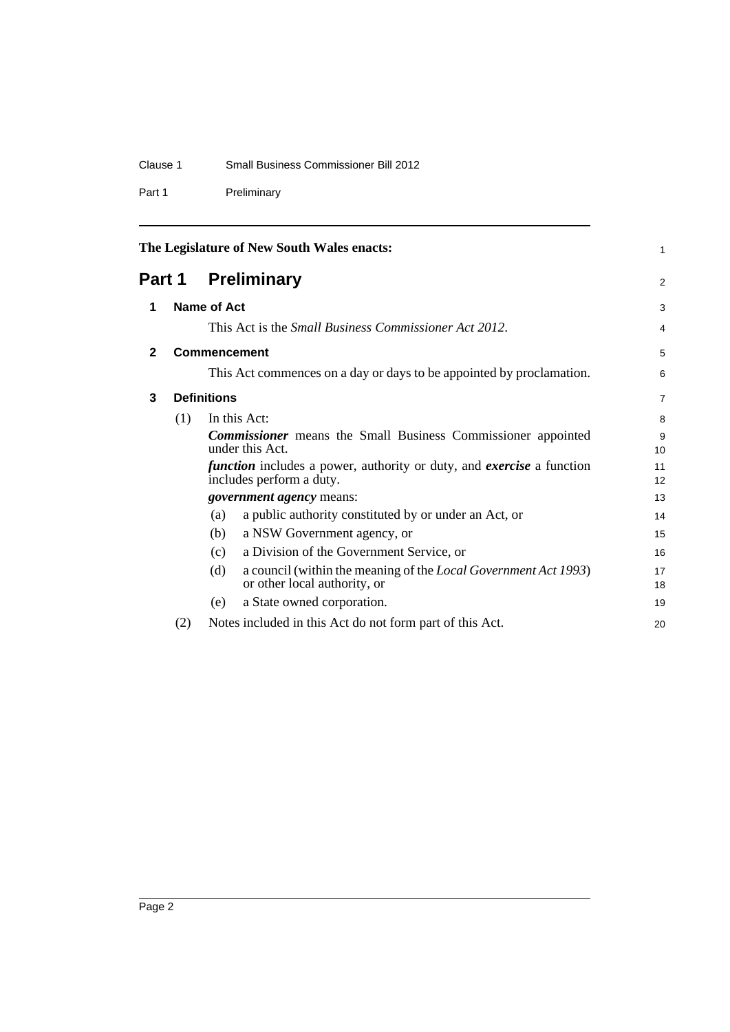The Legislature of New South Wales enacts:

# Part 1 Preliminary

## 1 Name of Act

This Act is the *Small Business Commissioner Act 2012*.

## 2 Commencement

This Act commences on a day or days to be appointed by proclamation.

## 3 Definitions

(1) In this Act:

***Commissioner*** means the Small Business Commissioner appointed under this Act.

***function*** includes a power, authority or duty, and ***exercise*** a function includes perform a duty.

***government agency*** means:

- (a) a public authority constituted by or under an Act, or
- (b) a NSW Government agency, or
- (c) a Division of the Government Service, or
- (d) a council (within the meaning of the *Local Government Act 1993*) or other local authority, or
- (e) a State owned corporation.

(2) Notes included in this Act do not form part of this Act.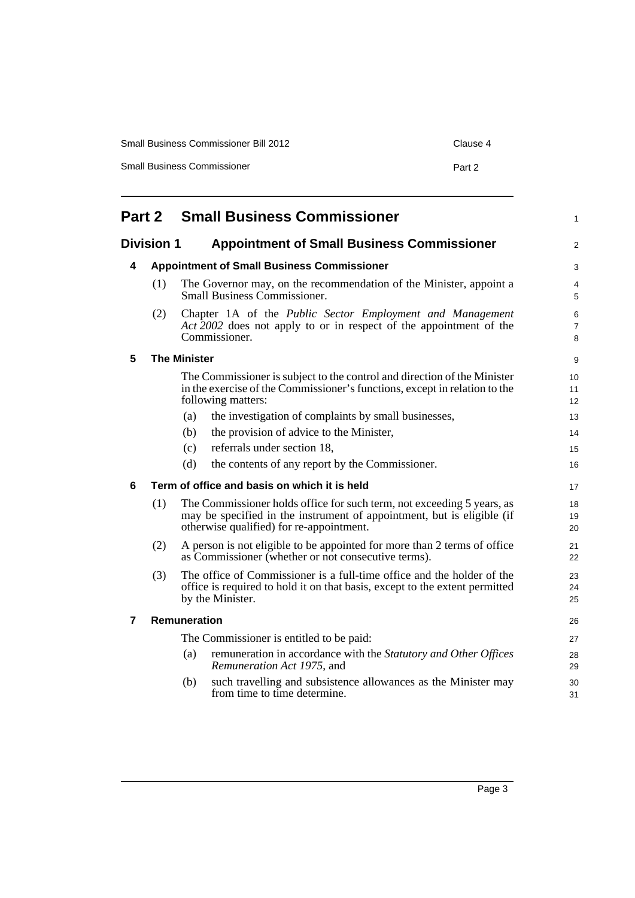# Part 2 Small Business Commissioner

## Division 1 Appointment of Small Business Commissioner

### 4 Appointment of Small Business Commissioner

(1) The Governor may, on the recommendation of the Minister, appoint a Small Business Commissioner.

(2) Chapter 1A of the *Public Sector Employment and Management Act 2002* does not apply to or in respect of the appointment of the Commissioner.

### 5 The Minister

The Commissioner is subject to the control and direction of the Minister in the exercise of the Commissioner's functions, except in relation to the following matters:

(a) the investigation of complaints by small businesses,

(b) the provision of advice to the Minister,

(c) referrals under section 18,

(d) the contents of any report by the Commissioner.

### 6 Term of office and basis on which it is held

(1) The Commissioner holds office for such term, not exceeding 5 years, as may be specified in the instrument of appointment, but is eligible (if otherwise qualified) for re-appointment.

(2) A person is not eligible to be appointed for more than 2 terms of office as Commissioner (whether or not consecutive terms).

(3) The office of Commissioner is a full-time office and the holder of the office is required to hold it on that basis, except to the extent permitted by the Minister.

### 7 Remuneration

The Commissioner is entitled to be paid:

(a) remuneration in accordance with the *Statutory and Other Offices Remuneration Act 1975*, and

(b) such travelling and subsistence allowances as the Minister may from time to time determine.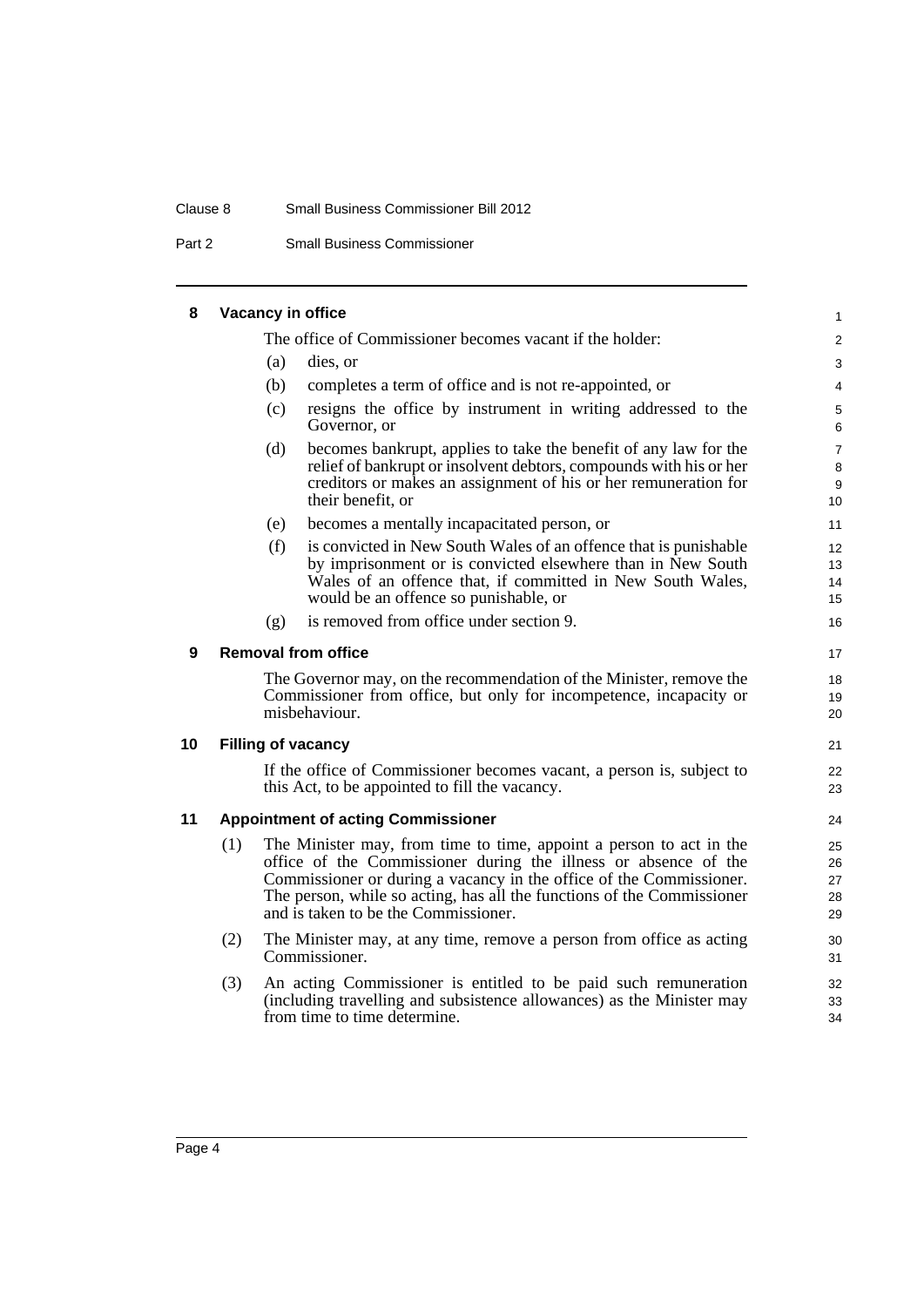## 8 Vacancy in office

The office of Commissioner becomes vacant if the holder:

(a) dies, or

(b) completes a term of office and is not re-appointed, or

(c) resigns the office by instrument in writing addressed to the Governor, or

(d) becomes bankrupt, applies to take the benefit of any law for the relief of bankrupt or insolvent debtors, compounds with his or her creditors or makes an assignment of his or her remuneration for their benefit, or

(e) becomes a mentally incapacitated person, or

(f) is convicted in New South Wales of an offence that is punishable by imprisonment or is convicted elsewhere than in New South Wales of an offence that, if committed in New South Wales, would be an offence so punishable, or

(g) is removed from office under section 9.

## 9 Removal from office

The Governor may, on the recommendation of the Minister, remove the Commissioner from office, but only for incompetence, incapacity or misbehaviour.

## 10 Filling of vacancy

If the office of Commissioner becomes vacant, a person is, subject to this Act, to be appointed to fill the vacancy.

## 11 Appointment of acting Commissioner

(1) The Minister may, from time to time, appoint a person to act in the office of the Commissioner during the illness or absence of the Commissioner or during a vacancy in the office of the Commissioner. The person, while so acting, has all the functions of the Commissioner and is taken to be the Commissioner.

(2) The Minister may, at any time, remove a person from office as acting Commissioner.

(3) An acting Commissioner is entitled to be paid such remuneration (including travelling and subsistence allowances) as the Minister may from time to time determine.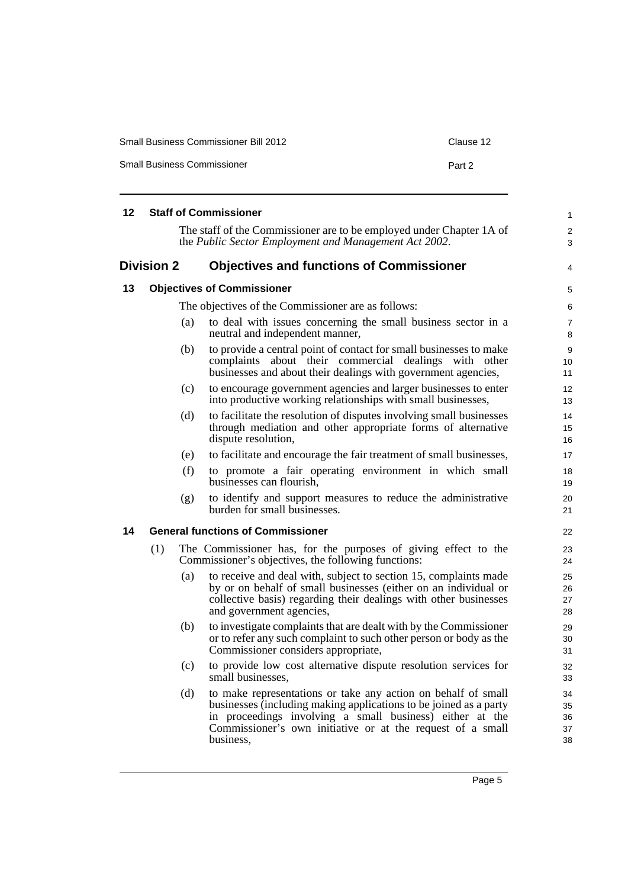### 12 Staff of Commissioner

The staff of the Commissioner are to be employed under Chapter 1A of the *Public Sector Employment and Management Act 2002*.

## Division 2 Objectives and functions of Commissioner

### 13 Objectives of Commissioner

The objectives of the Commissioner are as follows:

(a) to deal with issues concerning the small business sector in a neutral and independent manner,

(b) to provide a central point of contact for small businesses to make complaints about their commercial dealings with other businesses and about their dealings with government agencies,

(c) to encourage government agencies and larger businesses to enter into productive working relationships with small businesses,

(d) to facilitate the resolution of disputes involving small businesses through mediation and other appropriate forms of alternative dispute resolution,

(e) to facilitate and encourage the fair treatment of small businesses,

(f) to promote a fair operating environment in which small businesses can flourish,

(g) to identify and support measures to reduce the administrative burden for small businesses.

### 14 General functions of Commissioner

(1) The Commissioner has, for the purposes of giving effect to the Commissioner's objectives, the following functions:

(a) to receive and deal with, subject to section 15, complaints made by or on behalf of small businesses (either on an individual or collective basis) regarding their dealings with other businesses and government agencies,

(b) to investigate complaints that are dealt with by the Commissioner or to refer any such complaint to such other person or body as the Commissioner considers appropriate,

(c) to provide low cost alternative dispute resolution services for small businesses,

(d) to make representations or take any action on behalf of small businesses (including making applications to be joined as a party in proceedings involving a small business) either at the Commissioner's own initiative or at the request of a small business,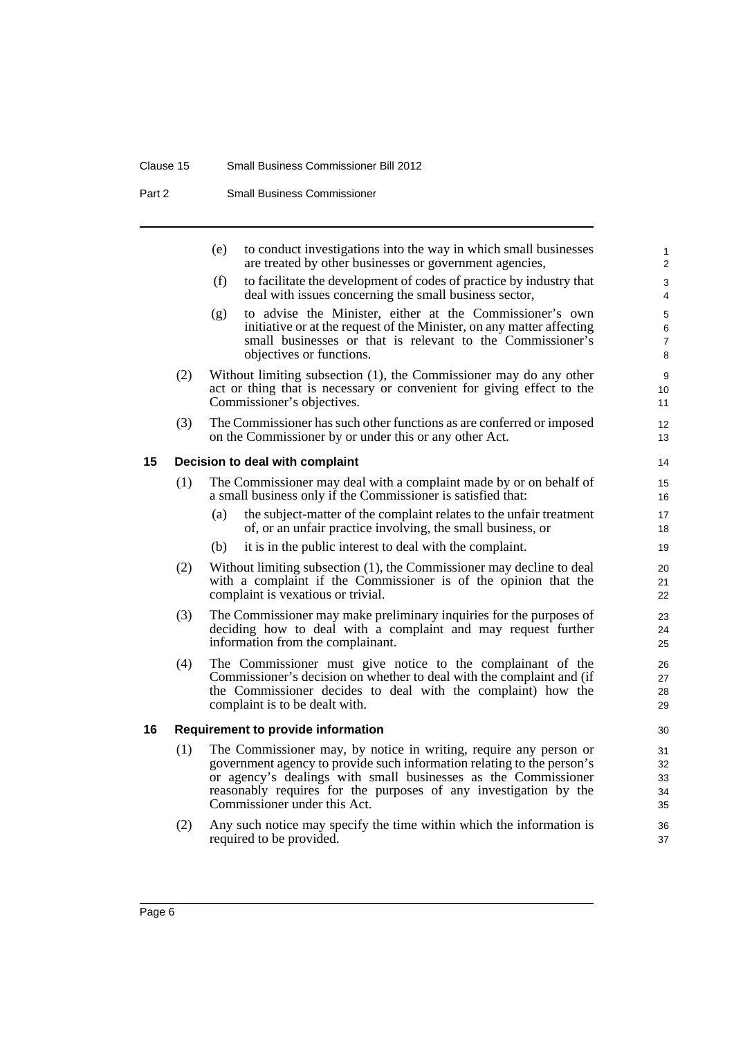(e) to conduct investigations into the way in which small businesses are treated by other businesses or government agencies,

(f) to facilitate the development of codes of practice by industry that deal with issues concerning the small business sector,

(g) to advise the Minister, either at the Commissioner's own initiative or at the request of the Minister, on any matter affecting small businesses or that is relevant to the Commissioner's objectives or functions.

(2) Without limiting subsection (1), the Commissioner may do any other act or thing that is necessary or convenient for giving effect to the Commissioner's objectives.

(3) The Commissioner has such other functions as are conferred or imposed on the Commissioner by or under this or any other Act.

### 15 Decision to deal with complaint

(1) The Commissioner may deal with a complaint made by or on behalf of a small business only if the Commissioner is satisfied that:

(a) the subject-matter of the complaint relates to the unfair treatment of, or an unfair practice involving, the small business, or

(b) it is in the public interest to deal with the complaint.

(2) Without limiting subsection (1), the Commissioner may decline to deal with a complaint if the Commissioner is of the opinion that the complaint is vexatious or trivial.

(3) The Commissioner may make preliminary inquiries for the purposes of deciding how to deal with a complaint and may request further information from the complainant.

(4) The Commissioner must give notice to the complainant of the Commissioner's decision on whether to deal with the complaint and (if the Commissioner decides to deal with the complaint) how the complaint is to be dealt with.

### 16 Requirement to provide information

(1) The Commissioner may, by notice in writing, require any person or government agency to provide such information relating to the person's or agency's dealings with small businesses as the Commissioner reasonably requires for the purposes of any investigation by the Commissioner under this Act.

(2) Any such notice may specify the time within which the information is required to be provided.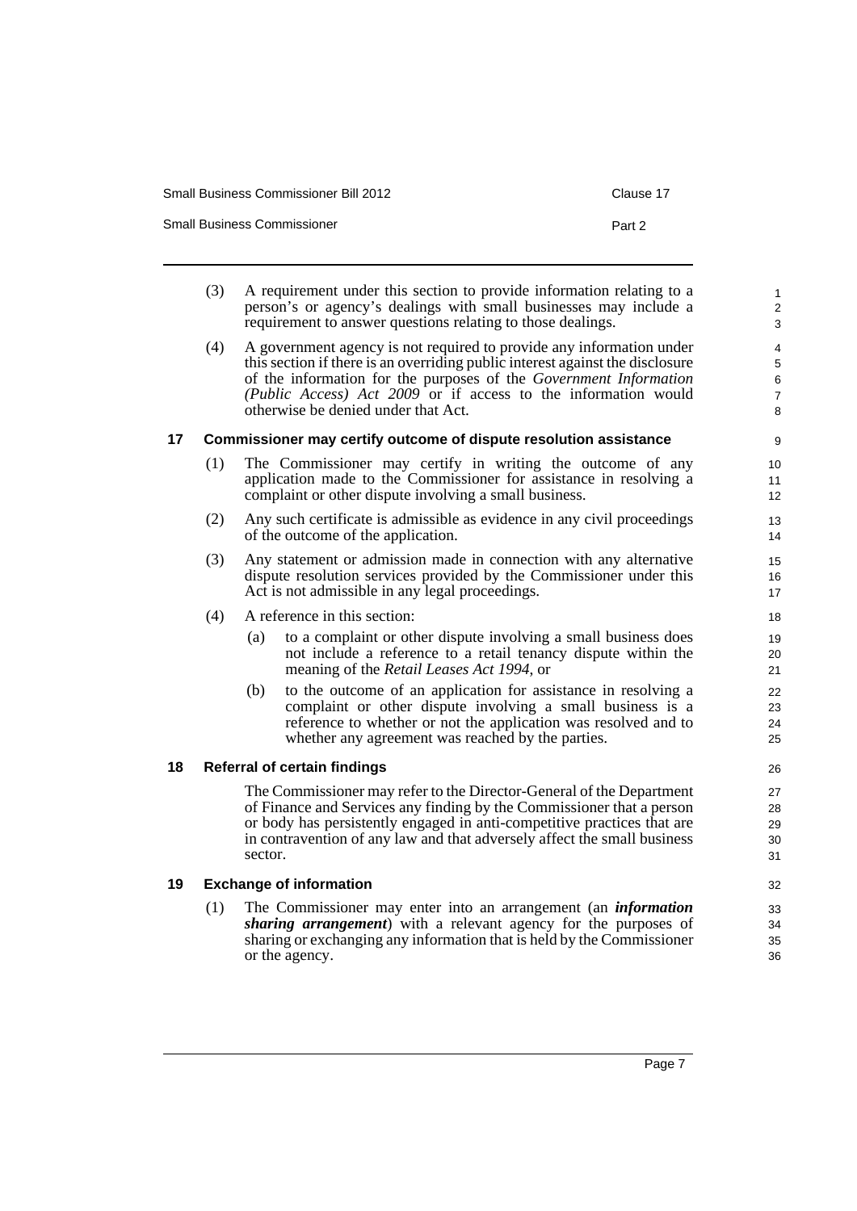(3) A requirement under this section to provide information relating to a person's or agency's dealings with small businesses may include a requirement to answer questions relating to those dealings.

(4) A government agency is not required to provide any information under this section if there is an overriding public interest against the disclosure of the information for the purposes of the *Government Information (Public Access) Act 2009* or if access to the information would otherwise be denied under that Act.

### 17 Commissioner may certify outcome of dispute resolution assistance

(1) The Commissioner may certify in writing the outcome of any application made to the Commissioner for assistance in resolving a complaint or other dispute involving a small business.

(2) Any such certificate is admissible as evidence in any civil proceedings of the outcome of the application.

(3) Any statement or admission made in connection with any alternative dispute resolution services provided by the Commissioner under this Act is not admissible in any legal proceedings.

(4) A reference in this section:

(a) to a complaint or other dispute involving a small business does not include a reference to a retail tenancy dispute within the meaning of the *Retail Leases Act 1994*, or

(b) to the outcome of an application for assistance in resolving a complaint or other dispute involving a small business is a reference to whether or not the application was resolved and to whether any agreement was reached by the parties.

### 18 Referral of certain findings

The Commissioner may refer to the Director-General of the Department of Finance and Services any finding by the Commissioner that a person or body has persistently engaged in anti-competitive practices that are in contravention of any law and that adversely affect the small business sector.

### 19 Exchange of information

(1) The Commissioner may enter into an arrangement (an ***information sharing arrangement***) with a relevant agency for the purposes of sharing or exchanging any information that is held by the Commissioner or the agency.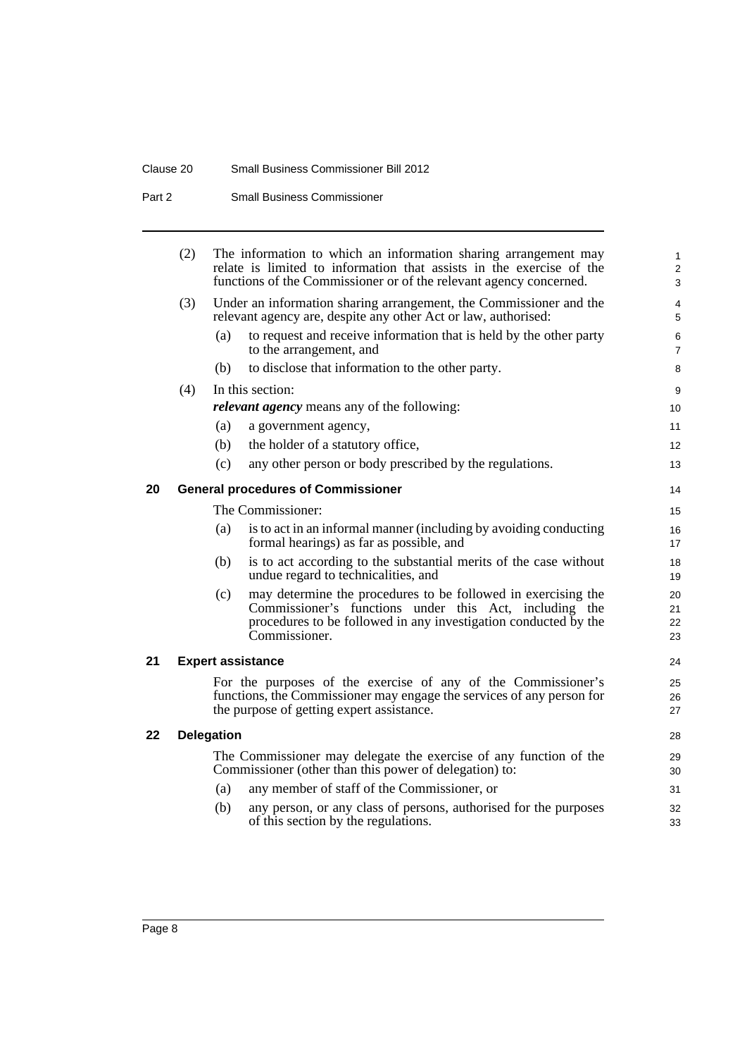(2) The information to which an information sharing arrangement may relate is limited to information that assists in the exercise of the functions of the Commissioner or of the relevant agency concerned.

(3) Under an information sharing arrangement, the Commissioner and the relevant agency are, despite any other Act or law, authorised:

- (a) to request and receive information that is held by the other party to the arrangement, and
- (b) to disclose that information to the other party.

(4) In this section:

***relevant agency*** means any of the following:

- (a) a government agency,
- (b) the holder of a statutory office,
- (c) any other person or body prescribed by the regulations.

### 20 General procedures of Commissioner

The Commissioner:

- (a) is to act in an informal manner (including by avoiding conducting formal hearings) as far as possible, and
- (b) is to act according to the substantial merits of the case without undue regard to technicalities, and
- (c) may determine the procedures to be followed in exercising the Commissioner's functions under this Act, including the procedures to be followed in any investigation conducted by the Commissioner.

### 21 Expert assistance

For the purposes of the exercise of any of the Commissioner's functions, the Commissioner may engage the services of any person for the purpose of getting expert assistance.

### 22 Delegation

The Commissioner may delegate the exercise of any function of the Commissioner (other than this power of delegation) to:

- (a) any member of staff of the Commissioner, or
- (b) any person, or any class of persons, authorised for the purposes of this section by the regulations.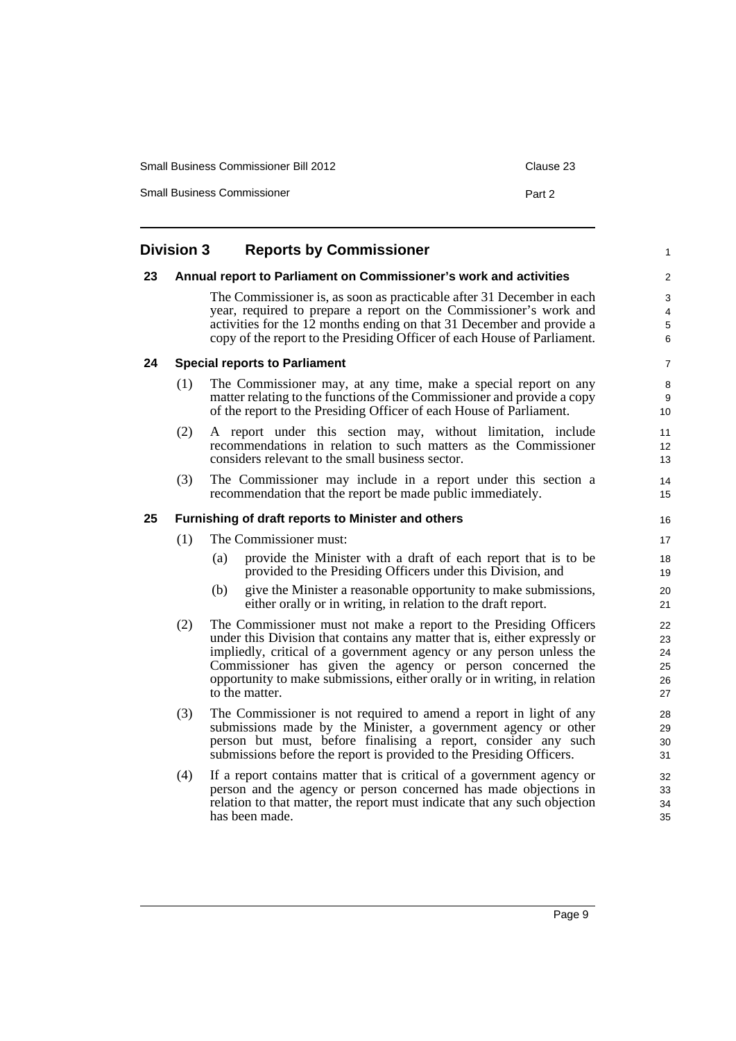## Division 3 Reports by Commissioner

### 23 Annual report to Parliament on Commissioner's work and activities

The Commissioner is, as soon as practicable after 31 December in each year, required to prepare a report on the Commissioner's work and activities for the 12 months ending on that 31 December and provide a copy of the report to the Presiding Officer of each House of Parliament.

### 24 Special reports to Parliament

(1) The Commissioner may, at any time, make a special report on any matter relating to the functions of the Commissioner and provide a copy of the report to the Presiding Officer of each House of Parliament.

(2) A report under this section may, without limitation, include recommendations in relation to such matters as the Commissioner considers relevant to the small business sector.

(3) The Commissioner may include in a report under this section a recommendation that the report be made public immediately.

### 25 Furnishing of draft reports to Minister and others

(1) The Commissioner must:

- (a) provide the Minister with a draft of each report that is to be provided to the Presiding Officers under this Division, and
- (b) give the Minister a reasonable opportunity to make submissions, either orally or in writing, in relation to the draft report.

(2) The Commissioner must not make a report to the Presiding Officers under this Division that contains any matter that is, either expressly or impliedly, critical of a government agency or any person unless the Commissioner has given the agency or person concerned the opportunity to make submissions, either orally or in writing, in relation to the matter.

(3) The Commissioner is not required to amend a report in light of any submissions made by the Minister, a government agency or other person but must, before finalising a report, consider any such submissions before the report is provided to the Presiding Officers.

(4) If a report contains matter that is critical of a government agency or person and the agency or person concerned has made objections in relation to that matter, the report must indicate that any such objection has been made.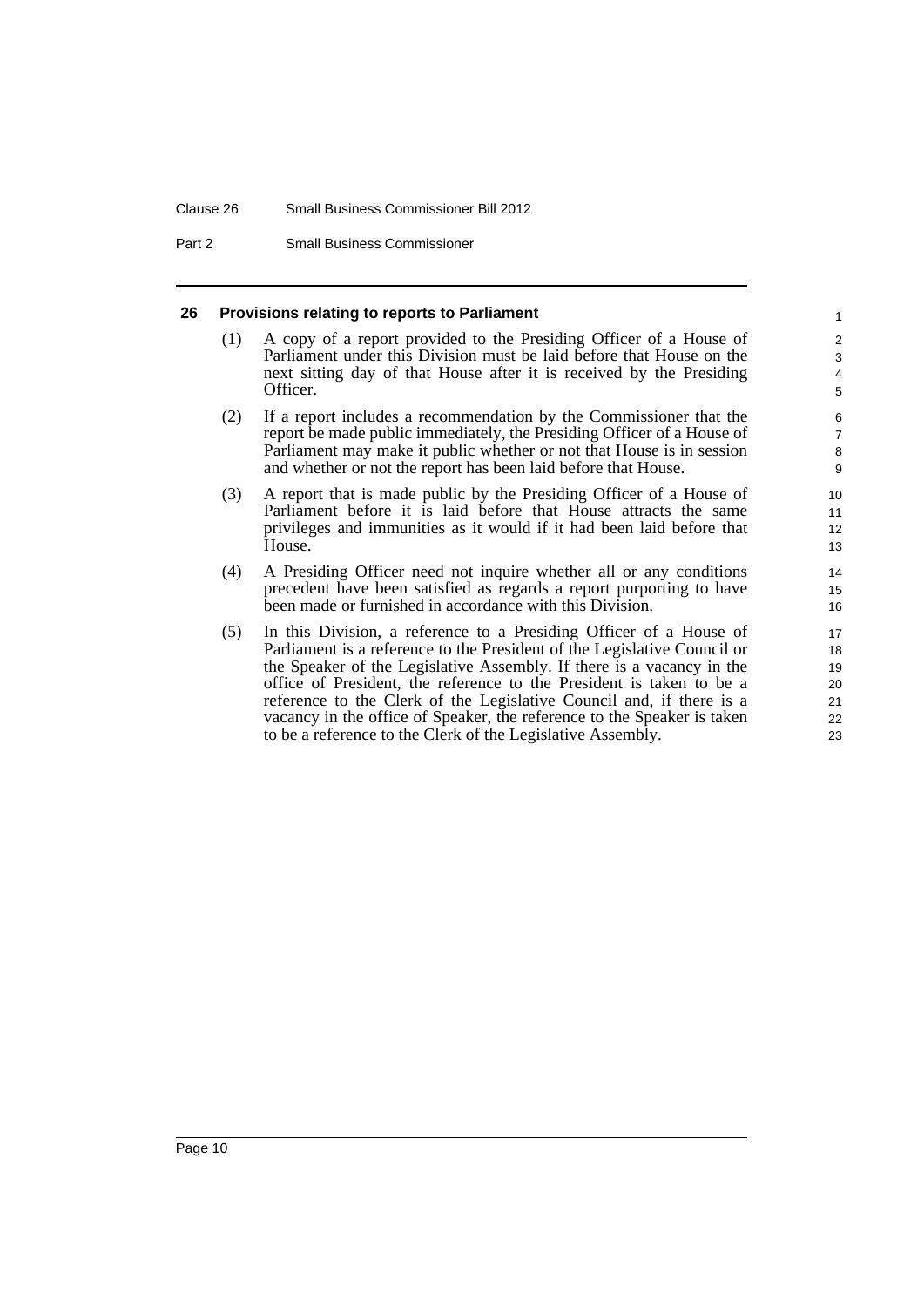### 26 Provisions relating to reports to Parliament

(1) A copy of a report provided to the Presiding Officer of a House of Parliament under this Division must be laid before that House on the next sitting day of that House after it is received by the Presiding Officer.

(2) If a report includes a recommendation by the Commissioner that the report be made public immediately, the Presiding Officer of a House of Parliament may make it public whether or not that House is in session and whether or not the report has been laid before that House.

(3) A report that is made public by the Presiding Officer of a House of Parliament before it is laid before that House attracts the same privileges and immunities as it would if it had been laid before that House.

(4) A Presiding Officer need not inquire whether all or any conditions precedent have been satisfied as regards a report purporting to have been made or furnished in accordance with this Division.

(5) In this Division, a reference to a Presiding Officer of a House of Parliament is a reference to the President of the Legislative Council or the Speaker of the Legislative Assembly. If there is a vacancy in the office of President, the reference to the President is taken to be a reference to the Clerk of the Legislative Council and, if there is a vacancy in the office of Speaker, the reference to the Speaker is taken to be a reference to the Clerk of the Legislative Assembly.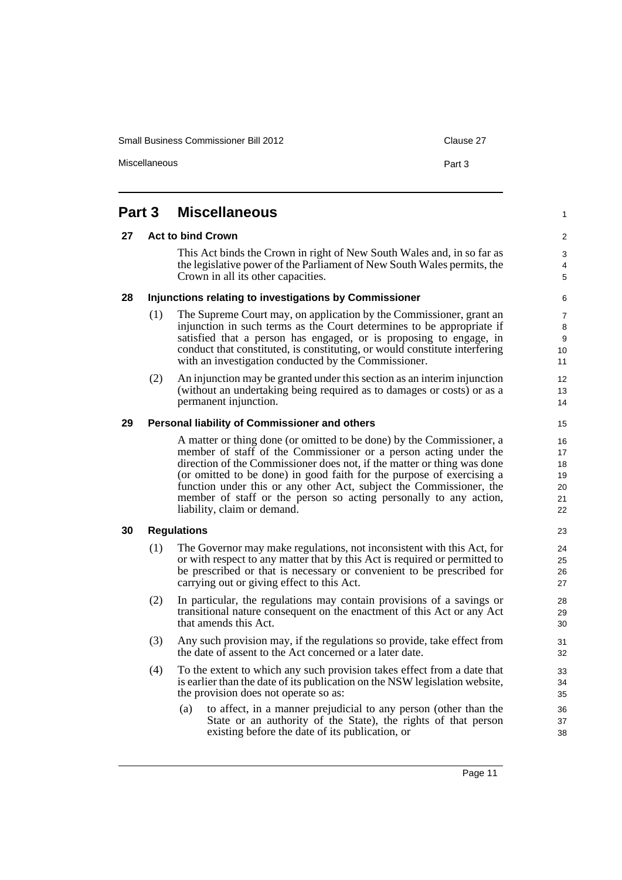## Part 3 Miscellaneous

### 27 Act to bind Crown

This Act binds the Crown in right of New South Wales and, in so far as the legislative power of the Parliament of New South Wales permits, the Crown in all its other capacities.

### 28 Injunctions relating to investigations by Commissioner

(1) The Supreme Court may, on application by the Commissioner, grant an injunction in such terms as the Court determines to be appropriate if satisfied that a person has engaged, or is proposing to engage, in conduct that constituted, is constituting, or would constitute interfering with an investigation conducted by the Commissioner.

(2) An injunction may be granted under this section as an interim injunction (without an undertaking being required as to damages or costs) or as a permanent injunction.

### 29 Personal liability of Commissioner and others

A matter or thing done (or omitted to be done) by the Commissioner, a member of staff of the Commissioner or a person acting under the direction of the Commissioner does not, if the matter or thing was done (or omitted to be done) in good faith for the purpose of exercising a function under this or any other Act, subject the Commissioner, the member of staff or the person so acting personally to any action, liability, claim or demand.

### 30 Regulations

(1) The Governor may make regulations, not inconsistent with this Act, for or with respect to any matter that by this Act is required or permitted to be prescribed or that is necessary or convenient to be prescribed for carrying out or giving effect to this Act.

(2) In particular, the regulations may contain provisions of a savings or transitional nature consequent on the enactment of this Act or any Act that amends this Act.

(3) Any such provision may, if the regulations so provide, take effect from the date of assent to the Act concerned or a later date.

(4) To the extent to which any such provision takes effect from a date that is earlier than the date of its publication on the NSW legislation website, the provision does not operate so as:

(a) to affect, in a manner prejudicial to any person (other than the State or an authority of the State), the rights of that person existing before the date of its publication, or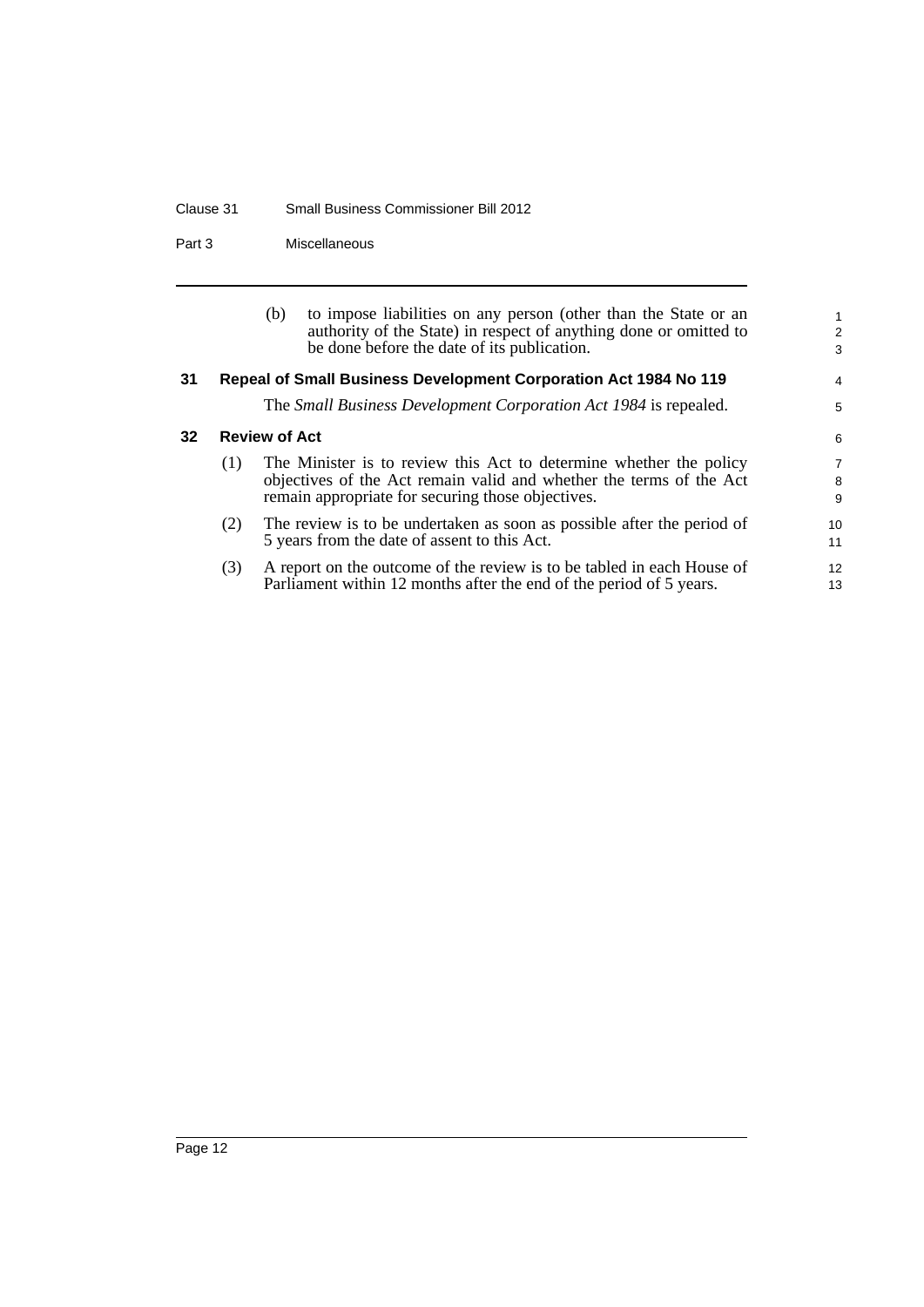(b) to impose liabilities on any person (other than the State or an authority of the State) in respect of anything done or omitted to be done before the date of its publication.

### 31 Repeal of Small Business Development Corporation Act 1984 No 119

The *Small Business Development Corporation Act 1984* is repealed.

### 32 Review of Act

(1) The Minister is to review this Act to determine whether the policy objectives of the Act remain valid and whether the terms of the Act remain appropriate for securing those objectives.

(2) The review is to be undertaken as soon as possible after the period of 5 years from the date of assent to this Act.

(3) A report on the outcome of the review is to be tabled in each House of Parliament within 12 months after the end of the period of 5 years.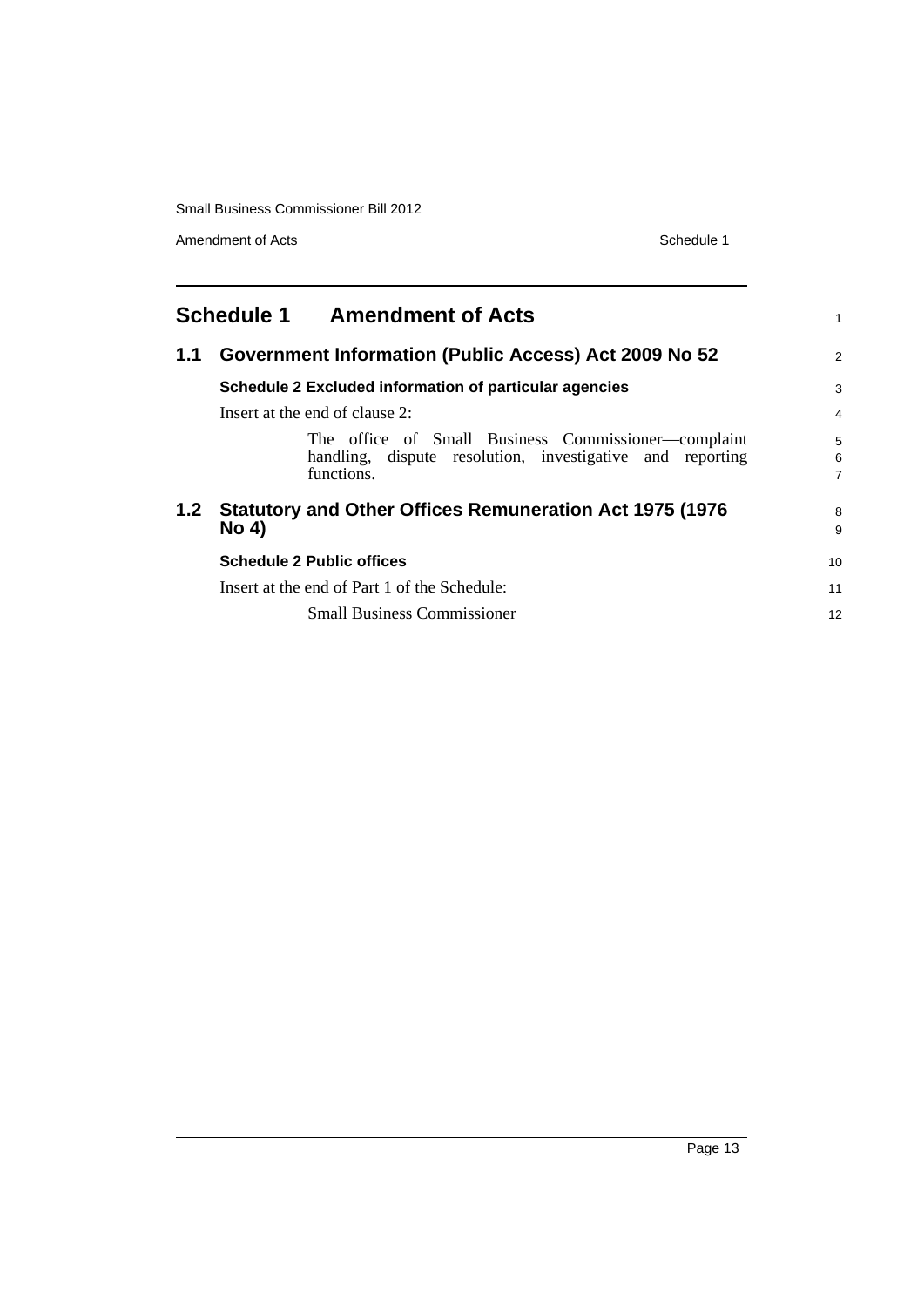# Schedule 1 Amendment of Acts

## 1.1 Government Information (Public Access) Act 2009 No 52

### Schedule 2 Excluded information of particular agencies

Insert at the end of clause 2:

> The office of Small Business Commissioner—complaint handling, dispute resolution, investigative and reporting functions.

## 1.2 Statutory and Other Offices Remuneration Act 1975 (1976 No 4)

### Schedule 2 Public offices

Insert at the end of Part 1 of the Schedule:

> Small Business Commissioner